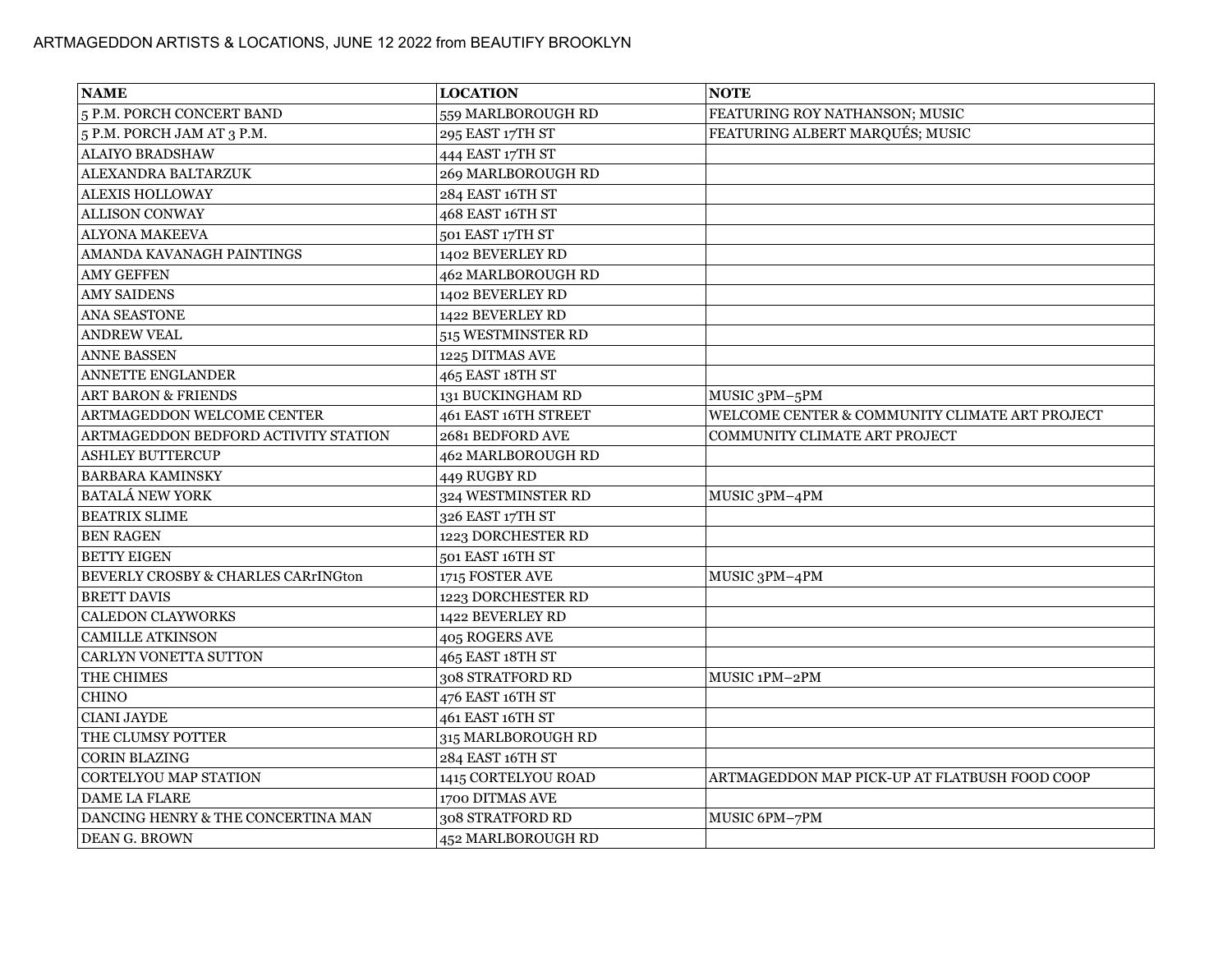ARTMAGEDDON ARTISTS & LOCATIONS, JUNE 12 2022 from BEAUTIFY BROOKLYN

| NAME | LOCATION | NOTE |
|---|---|---|
| 5 P.M. PORCH CONCERT BAND | 559 MARLBOROUGH RD | FEATURING ROY NATHANSON; MUSIC |
| 5 P.M. PORCH JAM AT 3 P.M. | 295 EAST 17TH ST | FEATURING ALBERT MARQUÉS; MUSIC |
| ALAIYO BRADSHAW | 444 EAST 17TH ST | |
| ALEXANDRA BALTARZUK | 269 MARLBOROUGH RD | |
| ALEXIS HOLLOWAY | 284 EAST 16TH ST | |
| ALLISON CONWAY | 468 EAST 16TH ST | |
| ALYONA MAKEEVA | 501 EAST 17TH ST | |
| AMANDA KAVANAGH PAINTINGS | 1402 BEVERLEY RD | |
| AMY GEFFEN | 462 MARLBOROUGH RD | |
| AMY SAIDENS | 1402 BEVERLEY RD | |
| ANA SEASTONE | 1422 BEVERLEY RD | |
| ANDREW VEAL | 515 WESTMINSTER RD | |
| ANNE BASSEN | 1225 DITMAS AVE | |
| ANNETTE ENGLANDER | 465 EAST 18TH ST | |
| ART BARON & FRIENDS | 131 BUCKINGHAM RD | MUSIC 3PM–5PM |
| ARTMAGEDDON WELCOME CENTER | 461 EAST 16TH STREET | WELCOME CENTER & COMMUNITY CLIMATE ART PROJECT |
| ARTMAGEDDON BEDFORD ACTIVITY STATION | 2681 BEDFORD AVE | COMMUNITY CLIMATE ART PROJECT |
| ASHLEY BUTTERCUP | 462 MARLBOROUGH RD | |
| BARBARA KAMINSKY | 449 RUGBY RD | |
| BATALÁ NEW YORK | 324 WESTMINSTER RD | MUSIC 3PM–4PM |
| BEATRIX SLIME | 326 EAST 17TH ST | |
| BEN RAGEN | 1223 DORCHESTER RD | |
| BETTY EIGEN | 501 EAST 16TH ST | |
| BEVERLY CROSBY & CHARLES CARrINGton | 1715 FOSTER AVE | MUSIC 3PM–4PM |
| BRETT DAVIS | 1223 DORCHESTER RD | |
| CALEDON CLAYWORKS | 1422 BEVERLEY RD | |
| CAMILLE ATKINSON | 405 ROGERS AVE | |
| CARLYN VONETTA SUTTON | 465 EAST 18TH ST | |
| THE CHIMES | 308 STRATFORD RD | MUSIC 1PM–2PM |
| CHINO | 476 EAST 16TH ST | |
| CIANI JAYDE | 461 EAST 16TH ST | |
| THE CLUMSY POTTER | 315 MARLBOROUGH RD | |
| CORIN BLAZING | 284 EAST 16TH ST | |
| CORTELYOU MAP STATION | 1415 CORTELYOU ROAD | ARTMAGEDDON MAP PICK-UP AT FLATBUSH FOOD COOP |
| DAME LA FLARE | 1700 DITMAS AVE | |
| DANCING HENRY & THE CONCERTINA MAN | 308 STRATFORD RD | MUSIC 6PM–7PM |
| DEAN G. BROWN | 452 MARLBOROUGH RD | |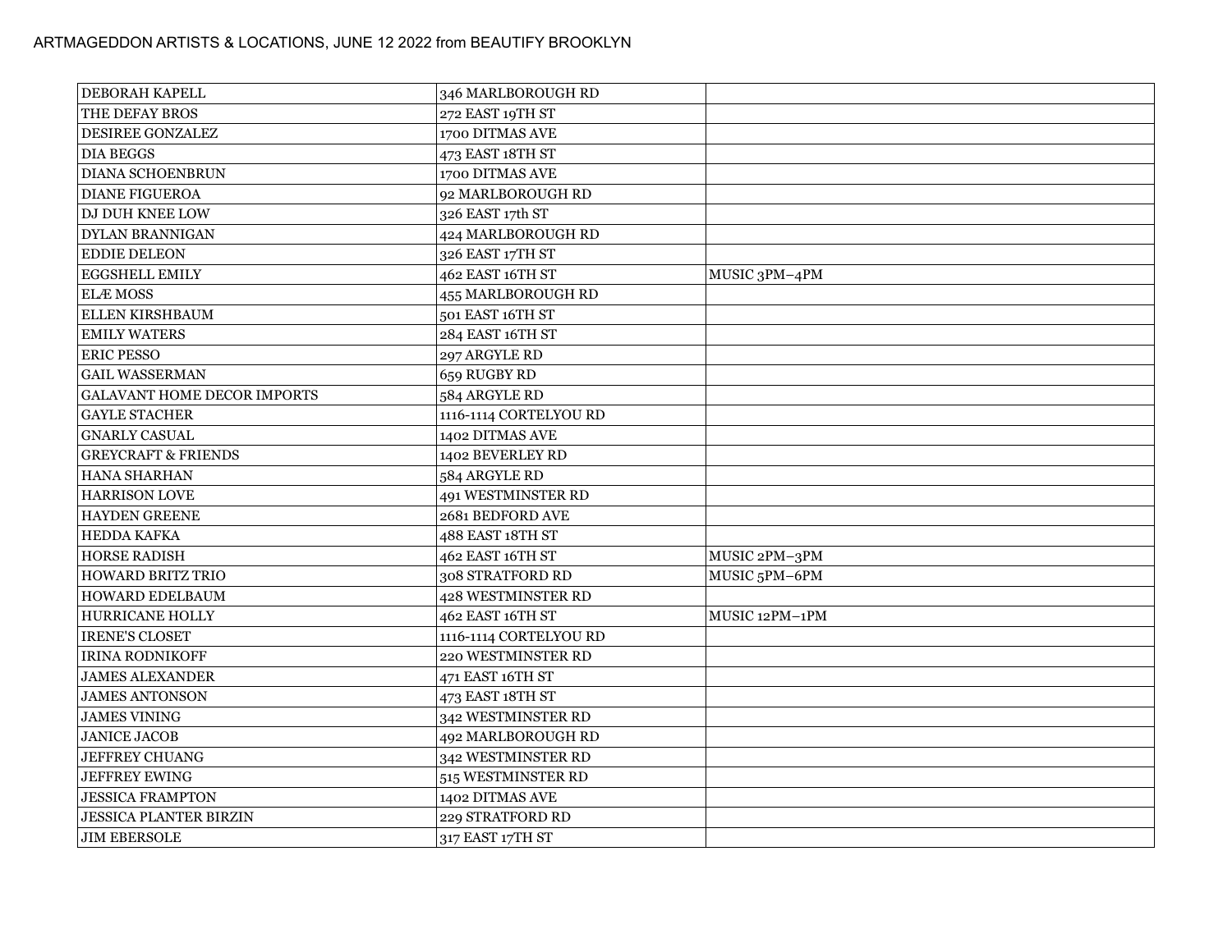ARTMAGEDDON ARTISTS & LOCATIONS, JUNE 12 2022 from BEAUTIFY BROOKLYN

| | | |
|---|---|---|
| DEBORAH KAPELL | 346 MARLBOROUGH RD | |
| THE DEFAY BROS | 272 EAST 19TH ST | |
| DESIREE GONZALEZ | 1700 DITMAS AVE | |
| DIA BEGGS | 473 EAST 18TH ST | |
| DIANA SCHOENBRUN | 1700 DITMAS AVE | |
| DIANE FIGUEROA | 92 MARLBOROUGH RD | |
| DJ DUH KNEE LOW | 326 EAST 17th ST | |
| DYLAN BRANNIGAN | 424 MARLBOROUGH RD | |
| EDDIE DELEON | 326 EAST 17TH ST | |
| EGGSHELL EMILY | 462 EAST 16TH ST | MUSIC 3PM–4PM |
| ELÆ MOSS | 455 MARLBOROUGH RD | |
| ELLEN KIRSHBAUM | 501 EAST 16TH ST | |
| EMILY WATERS | 284 EAST 16TH ST | |
| ERIC PESSO | 297 ARGYLE RD | |
| GAIL WASSERMAN | 659 RUGBY RD | |
| GALAVANT HOME DECOR IMPORTS | 584 ARGYLE RD | |
| GAYLE STACHER | 1116-1114 CORTELYOU RD | |
| GNARLY CASUAL | 1402 DITMAS AVE | |
| GREYCRAFT & FRIENDS | 1402 BEVERLEY RD | |
| HANA SHARHAN | 584 ARGYLE RD | |
| HARRISON LOVE | 491 WESTMINSTER RD | |
| HAYDEN GREENE | 2681 BEDFORD AVE | |
| HEDDA KAFKA | 488 EAST 18TH ST | |
| HORSE RADISH | 462 EAST 16TH ST | MUSIC 2PM–3PM |
| HOWARD BRITZ TRIO | 308 STRATFORD RD | MUSIC 5PM–6PM |
| HOWARD EDELBAUM | 428 WESTMINSTER RD | |
| HURRICANE HOLLY | 462 EAST 16TH ST | MUSIC 12PM–1PM |
| IRENE'S CLOSET | 1116-1114 CORTELYOU RD | |
| IRINA RODNIKOFF | 220 WESTMINSTER RD | |
| JAMES ALEXANDER | 471 EAST 16TH ST | |
| JAMES ANTONSON | 473 EAST 18TH ST | |
| JAMES VINING | 342 WESTMINSTER RD | |
| JANICE JACOB | 492 MARLBOROUGH RD | |
| JEFFREY CHUANG | 342 WESTMINSTER RD | |
| JEFFREY EWING | 515 WESTMINSTER RD | |
| JESSICA FRAMPTON | 1402 DITMAS AVE | |
| JESSICA PLANTER BIRZIN | 229 STRATFORD RD | |
| JIM EBERSOLE | 317 EAST 17TH ST | |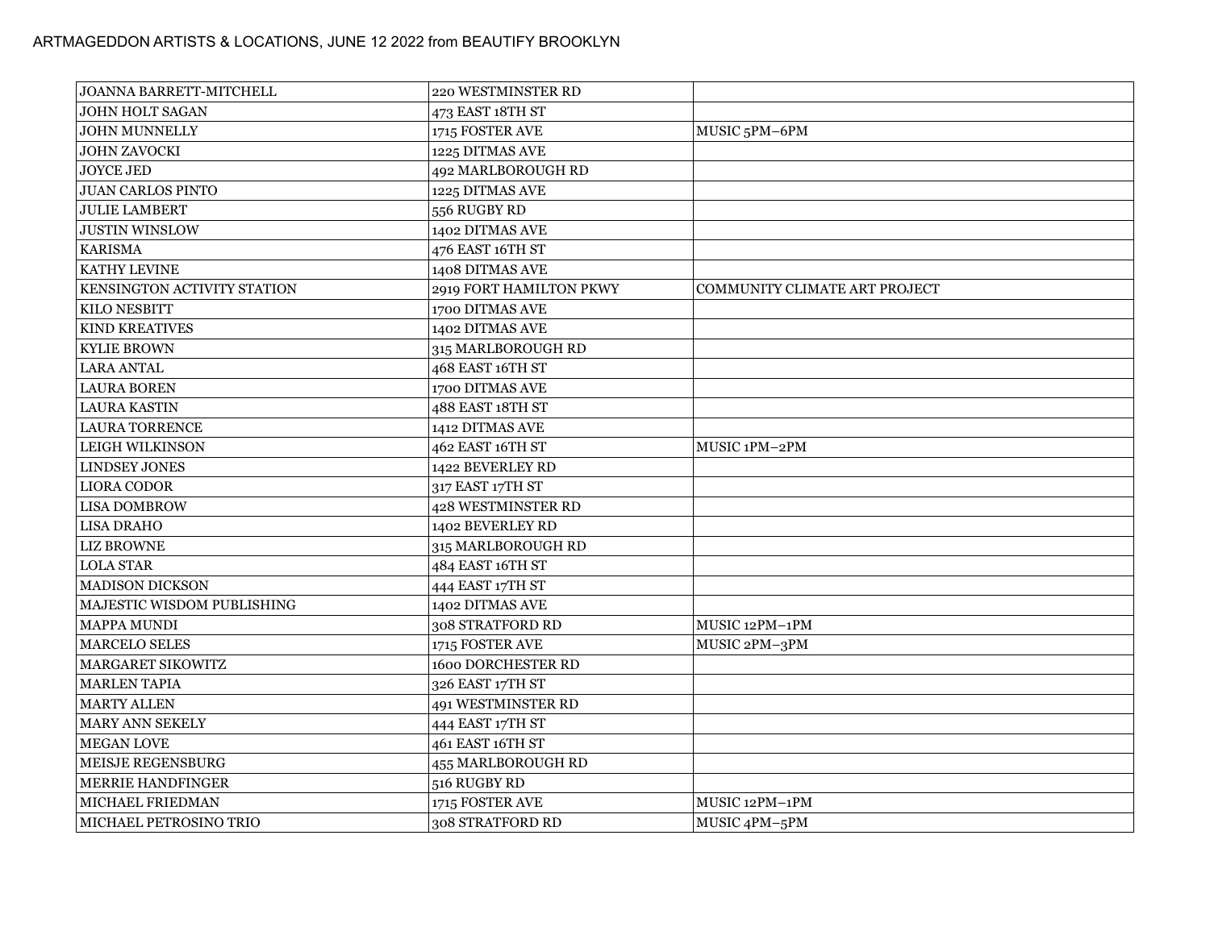ARTMAGEDDON ARTISTS & LOCATIONS, JUNE 12 2022 from BEAUTIFY BROOKLYN

| | | |
|---|---|---|
| JOANNA BARRETT-MITCHELL | 220 WESTMINSTER RD | |
| JOHN HOLT SAGAN | 473 EAST 18TH ST | |
| JOHN MUNNELLY | 1715 FOSTER AVE | MUSIC 5PM–6PM |
| JOHN ZAVOCKI | 1225 DITMAS AVE | |
| JOYCE JED | 492 MARLBOROUGH RD | |
| JUAN CARLOS PINTO | 1225 DITMAS AVE | |
| JULIE LAMBERT | 556 RUGBY RD | |
| JUSTIN WINSLOW | 1402 DITMAS AVE | |
| KARISMA | 476 EAST 16TH ST | |
| KATHY LEVINE | 1408 DITMAS AVE | |
| KENSINGTON ACTIVITY STATION | 2919 FORT HAMILTON PKWY | COMMUNITY CLIMATE ART PROJECT |
| KILO NESBITT | 1700 DITMAS AVE | |
| KIND KREATIVES | 1402 DITMAS AVE | |
| KYLIE BROWN | 315 MARLBOROUGH RD | |
| LARA ANTAL | 468 EAST 16TH ST | |
| LAURA BOREN | 1700 DITMAS AVE | |
| LAURA KASTIN | 488 EAST 18TH ST | |
| LAURA TORRENCE | 1412 DITMAS AVE | |
| LEIGH WILKINSON | 462 EAST 16TH ST | MUSIC 1PM–2PM |
| LINDSEY JONES | 1422 BEVERLEY RD | |
| LIORA CODOR | 317 EAST 17TH ST | |
| LISA DOMBROW | 428 WESTMINSTER RD | |
| LISA DRAHO | 1402 BEVERLEY RD | |
| LIZ BROWNE | 315 MARLBOROUGH RD | |
| LOLA STAR | 484 EAST 16TH ST | |
| MADISON DICKSON | 444 EAST 17TH ST | |
| MAJESTIC WISDOM PUBLISHING | 1402 DITMAS AVE | |
| MAPPA MUNDI | 308 STRATFORD RD | MUSIC 12PM–1PM |
| MARCELO SELES | 1715 FOSTER AVE | MUSIC 2PM–3PM |
| MARGARET SIKOWITZ | 1600 DORCHESTER RD | |
| MARLEN TAPIA | 326 EAST 17TH ST | |
| MARTY ALLEN | 491 WESTMINSTER RD | |
| MARY ANN SEKELY | 444 EAST 17TH ST | |
| MEGAN LOVE | 461 EAST 16TH ST | |
| MEISJE REGENSBURG | 455 MARLBOROUGH RD | |
| MERRIE HANDFINGER | 516 RUGBY RD | |
| MICHAEL FRIEDMAN | 1715 FOSTER AVE | MUSIC 12PM–1PM |
| MICHAEL PETROSINO TRIO | 308 STRATFORD RD | MUSIC 4PM–5PM |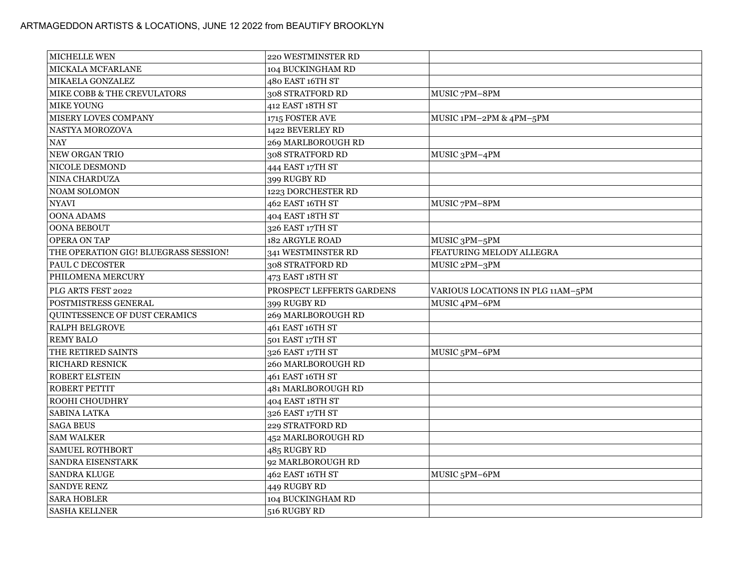ARTMAGEDDON ARTISTS & LOCATIONS, JUNE 12 2022 from BEAUTIFY BROOKLYN

| | | |
|---|---|---|
| MICHELLE WEN | 220 WESTMINSTER RD | |
| MICKALA MCFARLANE | 104 BUCKINGHAM RD | |
| MIKAELA GONZALEZ | 480 EAST 16TH ST | |
| MIKE COBB & THE CREVULATORS | 308 STRATFORD RD | MUSIC 7PM–8PM |
| MIKE YOUNG | 412 EAST 18TH ST | |
| MISERY LOVES COMPANY | 1715 FOSTER AVE | MUSIC 1PM–2PM & 4PM–5PM |
| NASTYA MOROZOVA | 1422 BEVERLEY RD | |
| NAY | 269 MARLBOROUGH RD | |
| NEW ORGAN TRIO | 308 STRATFORD RD | MUSIC 3PM–4PM |
| NICOLE DESMOND | 444 EAST 17TH ST | |
| NINA CHARDUZA | 399 RUGBY RD | |
| NOAM SOLOMON | 1223 DORCHESTER RD | |
| NYAVI | 462 EAST 16TH ST | MUSIC 7PM–8PM |
| OONA ADAMS | 404 EAST 18TH ST | |
| OONA BEBOUT | 326 EAST 17TH ST | |
| OPERA ON TAP | 182 ARGYLE ROAD | MUSIC 3PM–5PM |
| THE OPERATION GIG! BLUEGRASS SESSION! | 341 WESTMINSTER RD | FEATURING MELODY ALLEGRA |
| PAUL C DECOSTER | 308 STRATFORD RD | MUSIC 2PM–3PM |
| PHILOMENA MERCURY | 473 EAST 18TH ST | |
| PLG ARTS FEST 2022 | PROSPECT LEFFERTS GARDENS | VARIOUS LOCATIONS IN PLG 11AM–5PM |
| POSTMISTRESS GENERAL | 399 RUGBY RD | MUSIC 4PM–6PM |
| QUINTESSENCE OF DUST CERAMICS | 269 MARLBOROUGH RD | |
| RALPH BELGROVE | 461 EAST 16TH ST | |
| REMY BALO | 501 EAST 17TH ST | |
| THE RETIRED SAINTS | 326 EAST 17TH ST | MUSIC 5PM–6PM |
| RICHARD RESNICK | 260 MARLBOROUGH RD | |
| ROBERT ELSTEIN | 461 EAST 16TH ST | |
| ROBERT PETTIT | 481 MARLBOROUGH RD | |
| ROOHI CHOUDHRY | 404 EAST 18TH ST | |
| SABINA LATKA | 326 EAST 17TH ST | |
| SAGA BEUS | 229 STRATFORD RD | |
| SAM WALKER | 452 MARLBOROUGH RD | |
| SAMUEL ROTHBORT | 485 RUGBY RD | |
| SANDRA EISENSTARK | 92 MARLBOROUGH RD | |
| SANDRA KLUGE | 462 EAST 16TH ST | MUSIC 5PM–6PM |
| SANDYE RENZ | 449 RUGBY RD | |
| SARA HOBLER | 104 BUCKINGHAM RD | |
| SASHA KELLNER | 516 RUGBY RD | |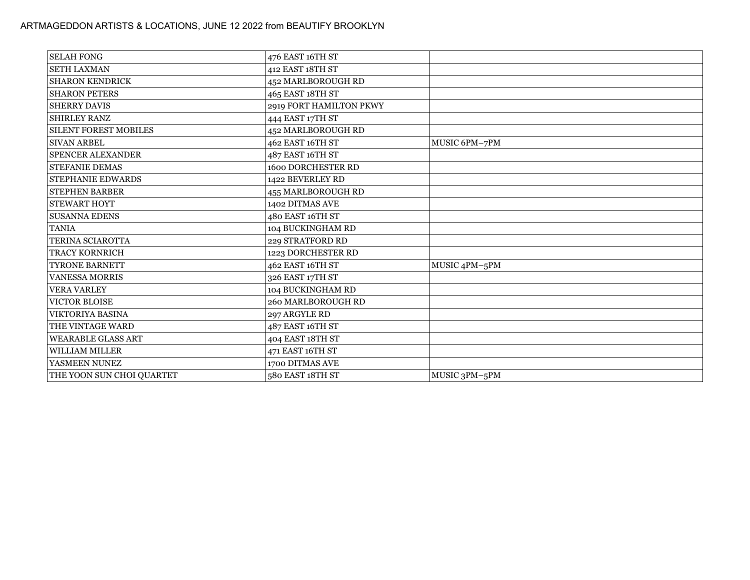ARTMAGEDDON ARTISTS & LOCATIONS, JUNE 12 2022 from BEAUTIFY BROOKLYN

| | | |
|---|---|---|
| SELAH FONG | 476 EAST 16TH ST | |
| SETH LAXMAN | 412 EAST 18TH ST | |
| SHARON KENDRICK | 452 MARLBOROUGH RD | |
| SHARON PETERS | 465 EAST 18TH ST | |
| SHERRY DAVIS | 2919 FORT HAMILTON PKWY | |
| SHIRLEY RANZ | 444 EAST 17TH ST | |
| SILENT FOREST MOBILES | 452 MARLBOROUGH RD | |
| SIVAN ARBEL | 462 EAST 16TH ST | MUSIC 6PM–7PM |
| SPENCER ALEXANDER | 487 EAST 16TH ST | |
| STEFANIE DEMAS | 1600 DORCHESTER RD | |
| STEPHANIE EDWARDS | 1422 BEVERLEY RD | |
| STEPHEN BARBER | 455 MARLBOROUGH RD | |
| STEWART HOYT | 1402 DITMAS AVE | |
| SUSANNA EDENS | 480 EAST 16TH ST | |
| TANIA | 104 BUCKINGHAM RD | |
| TERINA SCIAROTTA | 229 STRATFORD RD | |
| TRACY KORNRICH | 1223 DORCHESTER RD | |
| TYRONE BARNETT | 462 EAST 16TH ST | MUSIC 4PM–5PM |
| VANESSA MORRIS | 326 EAST 17TH ST | |
| VERA VARLEY | 104 BUCKINGHAM RD | |
| VICTOR BLOISE | 260 MARLBOROUGH RD | |
| VIKTORIYA BASINA | 297 ARGYLE RD | |
| THE VINTAGE WARD | 487 EAST 16TH ST | |
| WEARABLE GLASS ART | 404 EAST 18TH ST | |
| WILLIAM MILLER | 471 EAST 16TH ST | |
| YASMEEN NUNEZ | 1700 DITMAS AVE | |
| THE YOON SUN CHOI QUARTET | 580 EAST 18TH ST | MUSIC 3PM–5PM |